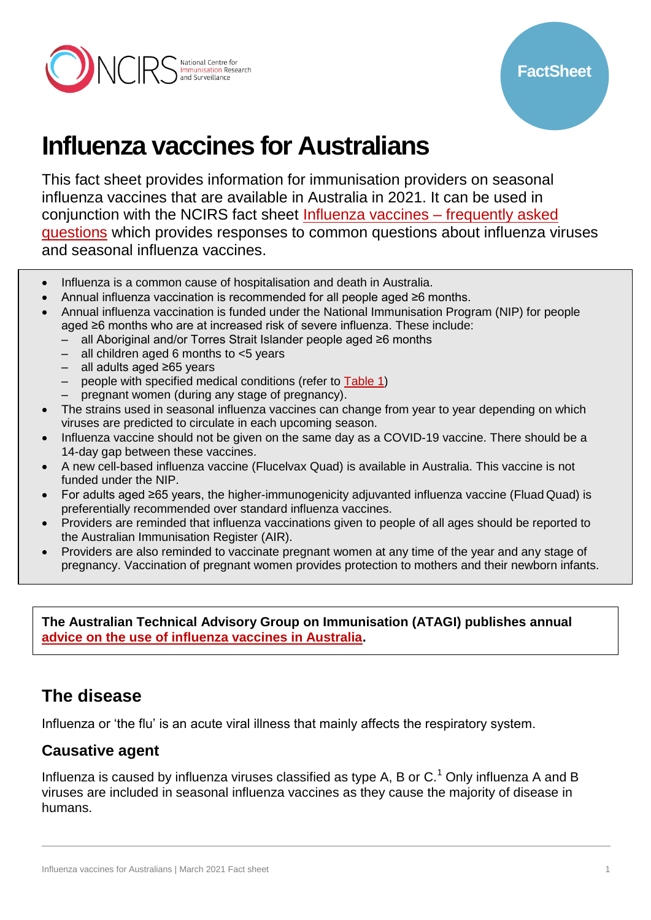# Influenza vaccines for Australians

This fact sheet provides information for immunisation providers on seasonal influenza vaccines that are available in Australia in 2021. It can be used in conjunction with the NCIRS fact sheet Influenza vaccines – frequently asked questions which provides responses to common questions about influenza viruses and seasonal influenza vaccines.

- Influenza is a common cause of hospitalisation and death in Australia.
- Annual influenza vaccination is recommended for all people aged ≥6 months.
- Annual influenza vaccination is funded under the National Immunisation Program (NIP) for people aged ≥6 months who are at increased risk of severe influenza. These include:
  - all Aboriginal and/or Torres Strait Islander people aged ≥6 months
  - all children aged 6 months to <5 years
  - all adults aged ≥65 years
  - people with specified medical conditions (refer to Table 1)
  - pregnant women (during any stage of pregnancy).
- The strains used in seasonal influenza vaccines can change from year to year depending on which viruses are predicted to circulate in each upcoming season.
- Influenza vaccine should not be given on the same day as a COVID-19 vaccine. There should be a 14-day gap between these vaccines.
- A new cell-based influenza vaccine (Flucelvax Quad) is available in Australia. This vaccine is not funded under the NIP.
- For adults aged ≥65 years, the higher-immunogenicity adjuvanted influenza vaccine (Fluad Quad) is preferentially recommended over standard influenza vaccines.
- Providers are reminded that influenza vaccinations given to people of all ages should be reported to the Australian Immunisation Register (AIR).
- Providers are also reminded to vaccinate pregnant women at any time of the year and any stage of pregnancy. Vaccination of pregnant women provides protection to mothers and their newborn infants.

**The Australian Technical Advisory Group on Immunisation (ATAGI) publishes annual advice on the use of influenza vaccines in Australia.**

## The disease

Influenza or 'the flu' is an acute viral illness that mainly affects the respiratory system.

### Causative agent

Influenza is caused by influenza viruses classified as type A, B or C.[1] Only influenza A and B viruses are included in seasonal influenza vaccines as they cause the majority of disease in humans.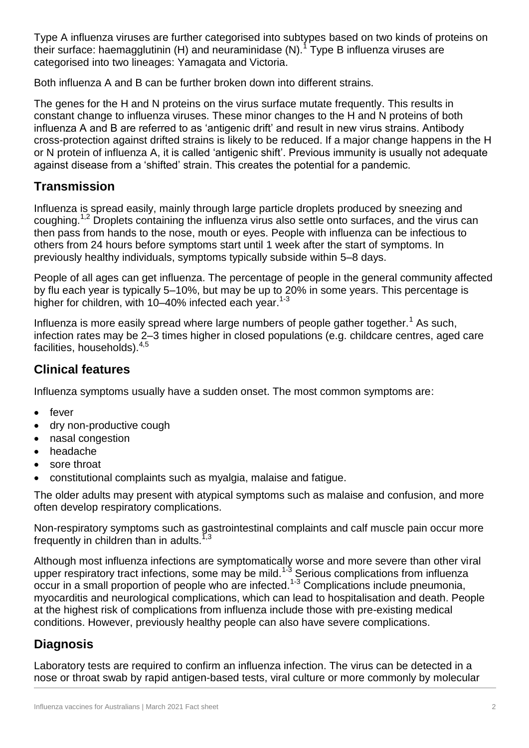Type A influenza viruses are further categorised into subtypes based on two kinds of proteins on their surface: haemagglutinin (H) and neuraminidase (N).[1] Type B influenza viruses are categorised into two lineages: Yamagata and Victoria.

Both influenza A and B can be further broken down into different strains.

The genes for the H and N proteins on the virus surface mutate frequently. This results in constant change to influenza viruses. These minor changes to the H and N proteins of both influenza A and B are referred to as 'antigenic drift' and result in new virus strains. Antibody cross-protection against drifted strains is likely to be reduced. If a major change happens in the H or N protein of influenza A, it is called 'antigenic shift'. Previous immunity is usually not adequate against disease from a 'shifted' strain. This creates the potential for a pandemic.

## Transmission

Influenza is spread easily, mainly through large particle droplets produced by sneezing and coughing.[1,2] Droplets containing the influenza virus also settle onto surfaces, and the virus can then pass from hands to the nose, mouth or eyes. People with influenza can be infectious to others from 24 hours before symptoms start until 1 week after the start of symptoms. In previously healthy individuals, symptoms typically subside within 5–8 days.

People of all ages can get influenza. The percentage of people in the general community affected by flu each year is typically 5–10%, but may be up to 20% in some years. This percentage is higher for children, with 10–40% infected each year.[1-3]

Influenza is more easily spread where large numbers of people gather together.[1] As such, infection rates may be 2–3 times higher in closed populations (e.g. childcare centres, aged care facilities, households).[4,5]

## Clinical features

Influenza symptoms usually have a sudden onset. The most common symptoms are:

- fever
- dry non-productive cough
- nasal congestion
- headache
- sore throat
- constitutional complaints such as myalgia, malaise and fatigue.

The older adults may present with atypical symptoms such as malaise and confusion, and more often develop respiratory complications.

Non-respiratory symptoms such as gastrointestinal complaints and calf muscle pain occur more frequently in children than in adults.[1,3]

Although most influenza infections are symptomatically worse and more severe than other viral upper respiratory tract infections, some may be mild.[1-3] Serious complications from influenza occur in a small proportion of people who are infected.[1-3] Complications include pneumonia, myocarditis and neurological complications, which can lead to hospitalisation and death. People at the highest risk of complications from influenza include those with pre-existing medical conditions. However, previously healthy people can also have severe complications.

## Diagnosis

Laboratory tests are required to confirm an influenza infection. The virus can be detected in a nose or throat swab by rapid antigen-based tests, viral culture or more commonly by molecular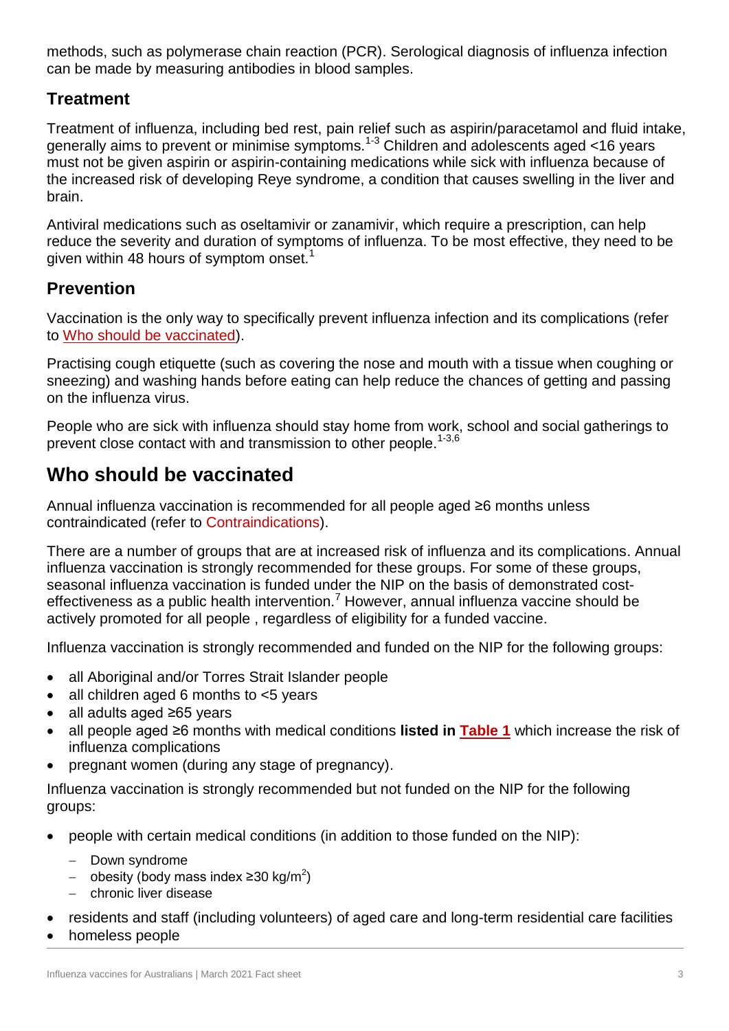methods, such as polymerase chain reaction (PCR). Serological diagnosis of influenza infection can be made by measuring antibodies in blood samples.

## Treatment

Treatment of influenza, including bed rest, pain relief such as aspirin/paracetamol and fluid intake, generally aims to prevent or minimise symptoms.[1-3] Children and adolescents aged <16 years must not be given aspirin or aspirin-containing medications while sick with influenza because of the increased risk of developing Reye syndrome, a condition that causes swelling in the liver and brain.

Antiviral medications such as oseltamivir or zanamivir, which require a prescription, can help reduce the severity and duration of symptoms of influenza. To be most effective, they need to be given within 48 hours of symptom onset.[1]

## Prevention

Vaccination is the only way to specifically prevent influenza infection and its complications (refer to Who should be vaccinated).

Practising cough etiquette (such as covering the nose and mouth with a tissue when coughing or sneezing) and washing hands before eating can help reduce the chances of getting and passing on the influenza virus.

People who are sick with influenza should stay home from work, school and social gatherings to prevent close contact with and transmission to other people.[1-3,6]

# Who should be vaccinated

Annual influenza vaccination is recommended for all people aged ≥6 months unless contraindicated (refer to Contraindications).

There are a number of groups that are at increased risk of influenza and its complications. Annual influenza vaccination is strongly recommended for these groups. For some of these groups, seasonal influenza vaccination is funded under the NIP on the basis of demonstrated cost-effectiveness as a public health intervention.[7] However, annual influenza vaccine should be actively promoted for all people , regardless of eligibility for a funded vaccine.

Influenza vaccination is strongly recommended and funded on the NIP for the following groups:

- all Aboriginal and/or Torres Strait Islander people
- all children aged 6 months to <5 years
- all adults aged ≥65 years
- all people aged ≥6 months with medical conditions **listed in Table 1** which increase the risk of influenza complications
- pregnant women (during any stage of pregnancy).

Influenza vaccination is strongly recommended but not funded on the NIP for the following groups:

- people with certain medical conditions (in addition to those funded on the NIP):
  - Down syndrome
  - obesity (body mass index ≥30 kg/m$^2$)
  - chronic liver disease
- residents and staff (including volunteers) of aged care and long-term residential care facilities
- homeless people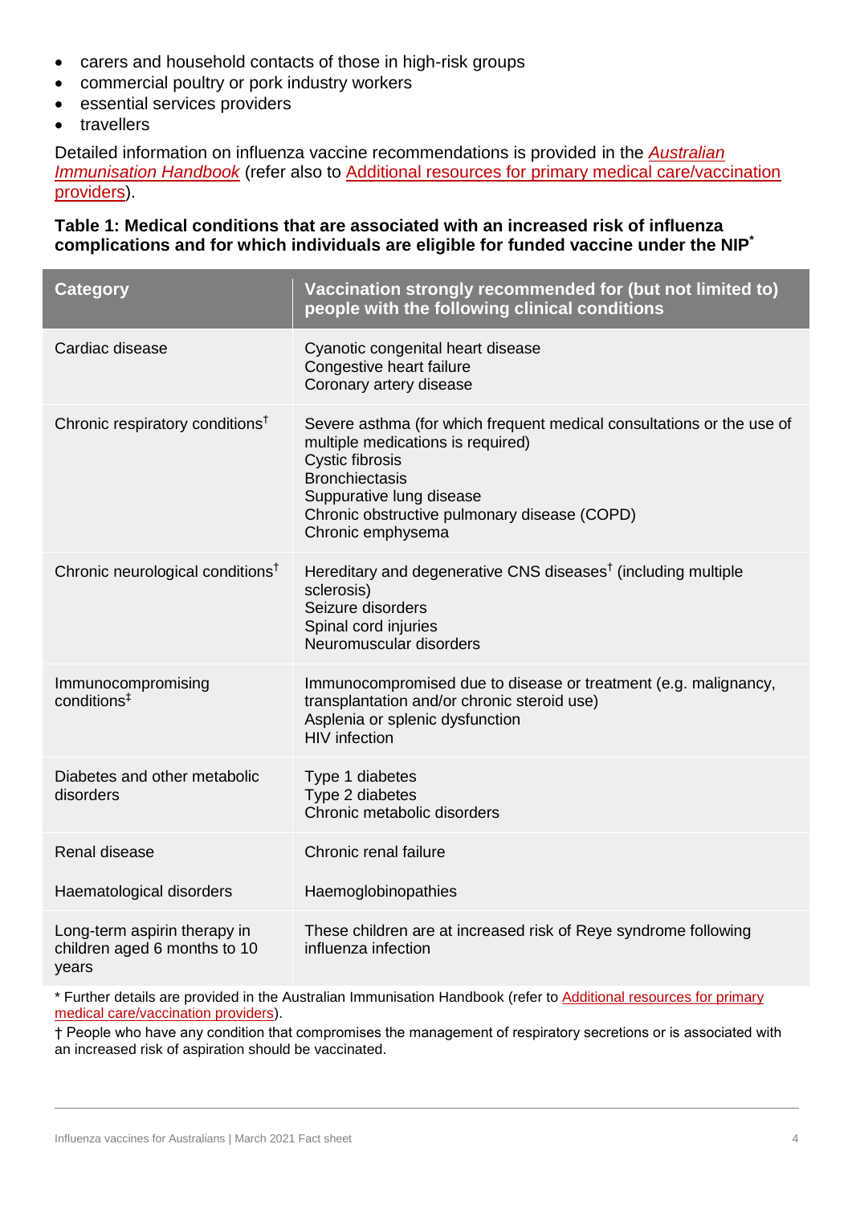- carers and household contacts of those in high-risk groups
- commercial poultry or pork industry workers
- essential services providers
- travellers

Detailed information on influenza vaccine recommendations is provided in the *Australian Immunisation Handbook* (refer also to Additional resources for primary medical care/vaccination providers).

**Table 1: Medical conditions that are associated with an increased risk of influenza complications and for which individuals are eligible for funded vaccine under the NIP***

| Category | Vaccination strongly recommended for (but not limited to) people with the following clinical conditions |
|---|---|
| Cardiac disease | Cyanotic congenital heart disease<br>Congestive heart failure<br>Coronary artery disease |
| Chronic respiratory conditions† | Severe asthma (for which frequent medical consultations or the use of multiple medications is required)<br>Cystic fibrosis<br>Bronchiectasis<br>Suppurative lung disease<br>Chronic obstructive pulmonary disease (COPD)<br>Chronic emphysema |
| Chronic neurological conditions† | Hereditary and degenerative CNS diseases† (including multiple sclerosis)<br>Seizure disorders<br>Spinal cord injuries<br>Neuromuscular disorders |
| Immunocompromising conditions‡ | Immunocompromised due to disease or treatment (e.g. malignancy, transplantation and/or chronic steroid use)<br>Asplenia or splenic dysfunction<br>HIV infection |
| Diabetes and other metabolic disorders | Type 1 diabetes<br>Type 2 diabetes<br>Chronic metabolic disorders |
| Renal disease | Chronic renal failure |
| Haematological disorders | Haemoglobinopathies |
| Long-term aspirin therapy in children aged 6 months to 10 years | These children are at increased risk of Reye syndrome following influenza infection |

* Further details are provided in the Australian Immunisation Handbook (refer to Additional resources for primary medical care/vaccination providers).

† People who have any condition that compromises the management of respiratory secretions or is associated with an increased risk of aspiration should be vaccinated.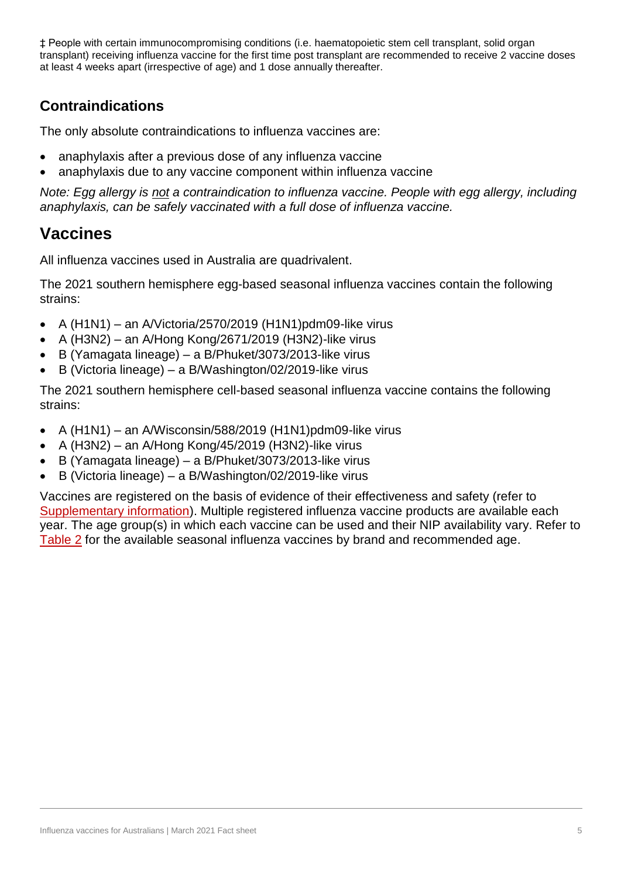‡ People with certain immunocompromising conditions (i.e. haematopoietic stem cell transplant, solid organ transplant) receiving influenza vaccine for the first time post transplant are recommended to receive 2 vaccine doses at least 4 weeks apart (irrespective of age) and 1 dose annually thereafter.

### Contraindications

The only absolute contraindications to influenza vaccines are:

- anaphylaxis after a previous dose of any influenza vaccine
- anaphylaxis due to any vaccine component within influenza vaccine

*Note: Egg allergy is not a contraindication to influenza vaccine. People with egg allergy, including anaphylaxis, can be safely vaccinated with a full dose of influenza vaccine.*

## Vaccines

All influenza vaccines used in Australia are quadrivalent.

The 2021 southern hemisphere egg-based seasonal influenza vaccines contain the following strains:

- A (H1N1) – an A/Victoria/2570/2019 (H1N1)pdm09-like virus
- A (H3N2) – an A/Hong Kong/2671/2019 (H3N2)-like virus
- B (Yamagata lineage) – a B/Phuket/3073/2013-like virus
- B (Victoria lineage) – a B/Washington/02/2019-like virus

The 2021 southern hemisphere cell-based seasonal influenza vaccine contains the following strains:

- A (H1N1) – an A/Wisconsin/588/2019 (H1N1)pdm09-like virus
- A (H3N2) – an A/Hong Kong/45/2019 (H3N2)-like virus
- B (Yamagata lineage) – a B/Phuket/3073/2013-like virus
- B (Victoria lineage) – a B/Washington/02/2019-like virus

Vaccines are registered on the basis of evidence of their effectiveness and safety (refer to Supplementary information). Multiple registered influenza vaccine products are available each year. The age group(s) in which each vaccine can be used and their NIP availability vary. Refer to Table 2 for the available seasonal influenza vaccines by brand and recommended age.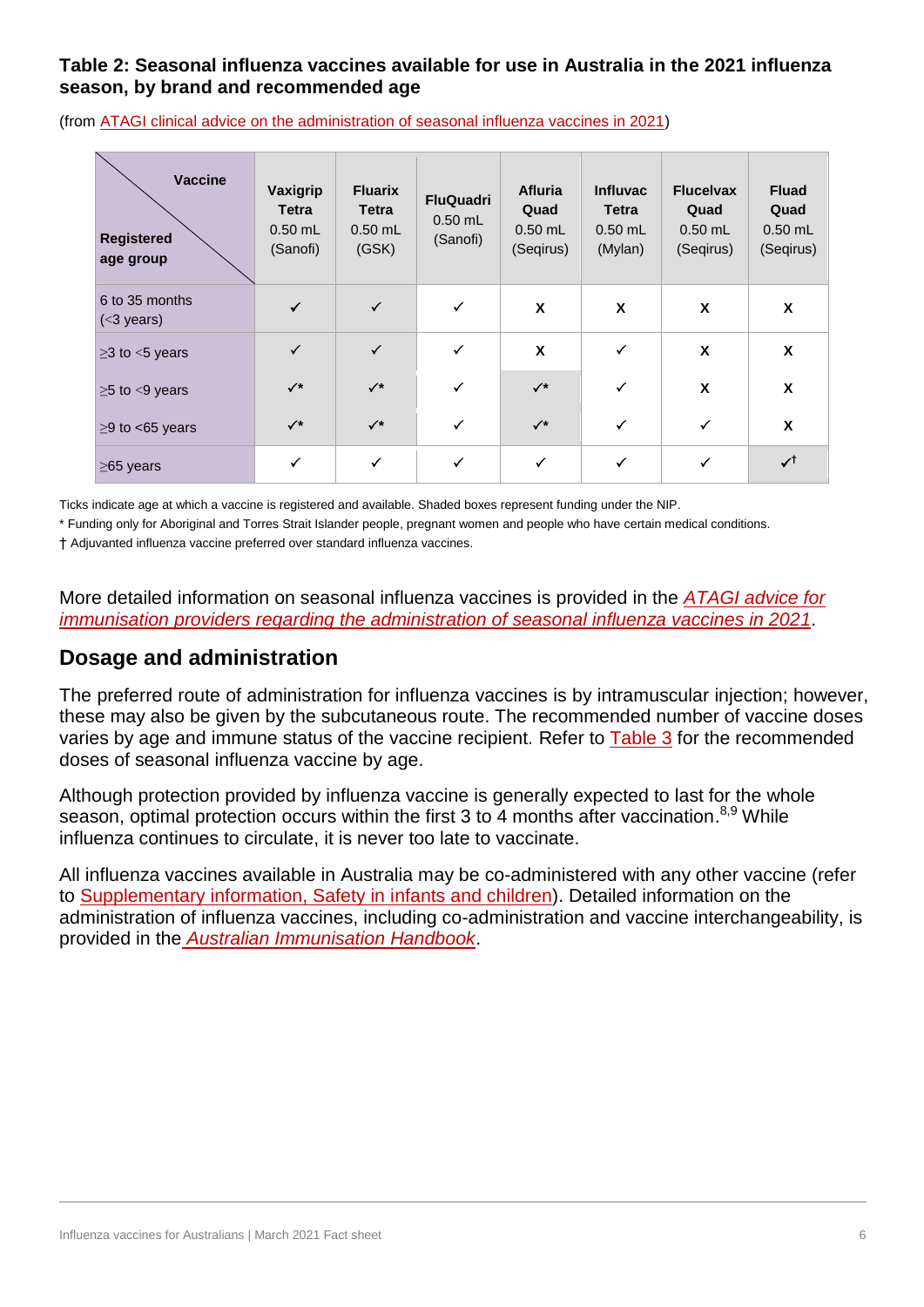**Table 2: Seasonal influenza vaccines available for use in Australia in the 2021 influenza season, by brand and recommended age**

(from ATAGI clinical advice on the administration of seasonal influenza vaccines in 2021)

| Registered age group / Vaccine | Vaxigrip Tetra 0.50 mL (Sanofi) | Fluarix Tetra 0.50 mL (GSK) | FluQuadri 0.50 mL (Sanofi) | Afluria Quad 0.50 mL (Seqirus) | Influvac Tetra 0.50 mL (Mylan) | Flucelvax Quad 0.50 mL (Seqirus) | Fluad Quad 0.50 mL (Seqirus) |
|---|---|---|---|---|---|---|---|
| 6 to 35 months (<3 years) | ✓ | ✓ | ✓ | X | X | X | X |
| ≥3 to <5 years | ✓ | ✓ | ✓ | X | ✓ | X | X |
| ≥5 to <9 years | ✓* | ✓* | ✓ | ✓* | ✓ | X | X |
| ≥9 to <65 years | ✓* | ✓* | ✓ | ✓* | ✓ | ✓ | X |
| ≥65 years | ✓ | ✓ | ✓ | ✓ | ✓ | ✓ | ✓† |

Ticks indicate age at which a vaccine is registered and available. Shaded boxes represent funding under the NIP.

* Funding only for Aboriginal and Torres Strait Islander people, pregnant women and people who have certain medical conditions.

† Adjuvanted influenza vaccine preferred over standard influenza vaccines.

More detailed information on seasonal influenza vaccines is provided in the *ATAGI advice for immunisation providers regarding the administration of seasonal influenza vaccines in 2021*.

## Dosage and administration

The preferred route of administration for influenza vaccines is by intramuscular injection; however, these may also be given by the subcutaneous route. The recommended number of vaccine doses varies by age and immune status of the vaccine recipient. Refer to Table 3 for the recommended doses of seasonal influenza vaccine by age.

Although protection provided by influenza vaccine is generally expected to last for the whole season, optimal protection occurs within the first 3 to 4 months after vaccination.[8,9] While influenza continues to circulate, it is never too late to vaccinate.

All influenza vaccines available in Australia may be co-administered with any other vaccine (refer to Supplementary information, Safety in infants and children). Detailed information on the administration of influenza vaccines, including co-administration and vaccine interchangeability, is provided in the *Australian Immunisation Handbook*.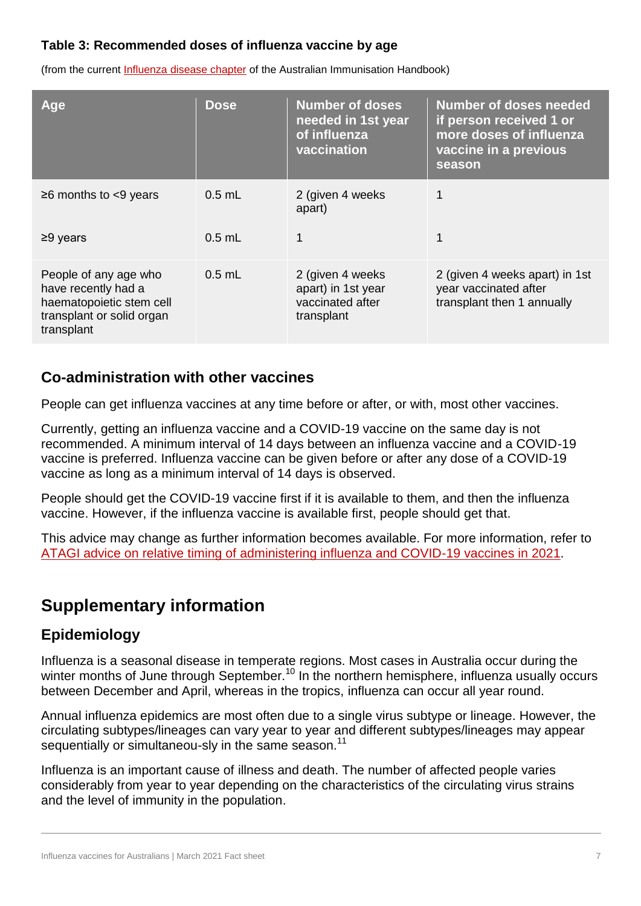**Table 3: Recommended doses of influenza vaccine by age**

(from the current Influenza disease chapter of the Australian Immunisation Handbook)

| Age | Dose | Number of doses needed in 1st year of influenza vaccination | Number of doses needed if person received 1 or more doses of influenza vaccine in a previous season |
|---|---|---|---|
| ≥6 months to <9 years | 0.5 mL | 2 (given 4 weeks apart) | 1 |
| ≥9 years | 0.5 mL | 1 | 1 |
| People of any age who have recently had a haematopoietic stem cell transplant or solid organ transplant | 0.5 mL | 2 (given 4 weeks apart) in 1st year vaccinated after transplant | 2 (given 4 weeks apart) in 1st year vaccinated after transplant then 1 annually |

## Co-administration with other vaccines

People can get influenza vaccines at any time before or after, or with, most other vaccines.

Currently, getting an influenza vaccine and a COVID-19 vaccine on the same day is not recommended. A minimum interval of 14 days between an influenza vaccine and a COVID-19 vaccine is preferred. Influenza vaccine can be given before or after any dose of a COVID-19 vaccine as long as a minimum interval of 14 days is observed.

People should get the COVID-19 vaccine first if it is available to them, and then the influenza vaccine. However, if the influenza vaccine is available first, people should get that.

This advice may change as further information becomes available. For more information, refer to ATAGI advice on relative timing of administering influenza and COVID-19 vaccines in 2021.

# Supplementary information

## Epidemiology

Influenza is a seasonal disease in temperate regions. Most cases in Australia occur during the winter months of June through September.[10] In the northern hemisphere, influenza usually occurs between December and April, whereas in the tropics, influenza can occur all year round.

Annual influenza epidemics are most often due to a single virus subtype or lineage. However, the circulating subtypes/lineages can vary year to year and different subtypes/lineages may appear sequentially or simultaneou-sly in the same season.[11]

Influenza is an important cause of illness and death. The number of affected people varies considerably from year to year depending on the characteristics of the circulating virus strains and the level of immunity in the population.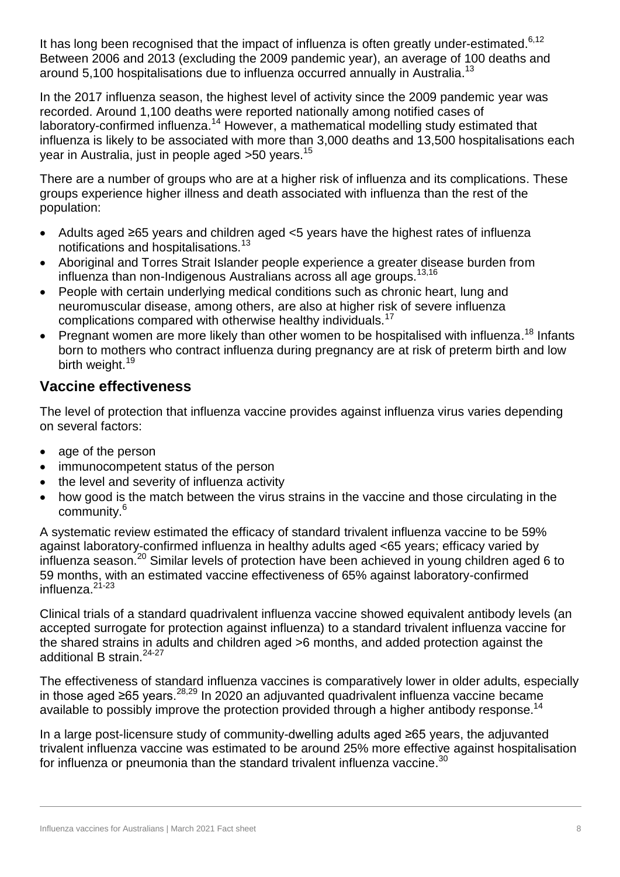It has long been recognised that the impact of influenza is often greatly under-estimated.[6,12] Between 2006 and 2013 (excluding the 2009 pandemic year), an average of 100 deaths and around 5,100 hospitalisations due to influenza occurred annually in Australia.[13]

In the 2017 influenza season, the highest level of activity since the 2009 pandemic year was recorded. Around 1,100 deaths were reported nationally among notified cases of laboratory-confirmed influenza.[14] However, a mathematical modelling study estimated that influenza is likely to be associated with more than 3,000 deaths and 13,500 hospitalisations each year in Australia, just in people aged >50 years.[15]

There are a number of groups who are at a higher risk of influenza and its complications. These groups experience higher illness and death associated with influenza than the rest of the population:

- Adults aged ≥65 years and children aged <5 years have the highest rates of influenza notifications and hospitalisations.[13]
- Aboriginal and Torres Strait Islander people experience a greater disease burden from influenza than non-Indigenous Australians across all age groups.[13,16]
- People with certain underlying medical conditions such as chronic heart, lung and neuromuscular disease, among others, are also at higher risk of severe influenza complications compared with otherwise healthy individuals.[17]
- Pregnant women are more likely than other women to be hospitalised with influenza.[18] Infants born to mothers who contract influenza during pregnancy are at risk of preterm birth and low birth weight.[19]

## Vaccine effectiveness

The level of protection that influenza vaccine provides against influenza virus varies depending on several factors:

- age of the person
- immunocompetent status of the person
- the level and severity of influenza activity
- how good is the match between the virus strains in the vaccine and those circulating in the community.[6]

A systematic review estimated the efficacy of standard trivalent influenza vaccine to be 59% against laboratory-confirmed influenza in healthy adults aged <65 years; efficacy varied by influenza season.[20] Similar levels of protection have been achieved in young children aged 6 to 59 months, with an estimated vaccine effectiveness of 65% against laboratory-confirmed influenza.[21-23]

Clinical trials of a standard quadrivalent influenza vaccine showed equivalent antibody levels (an accepted surrogate for protection against influenza) to a standard trivalent influenza vaccine for the shared strains in adults and children aged >6 months, and added protection against the additional B strain.[24-27]

The effectiveness of standard influenza vaccines is comparatively lower in older adults, especially in those aged ≥65 years.[28,29] In 2020 an adjuvanted quadrivalent influenza vaccine became available to possibly improve the protection provided through a higher antibody response.[14]

In a large post-licensure study of community-dwelling adults aged ≥65 years, the adjuvanted trivalent influenza vaccine was estimated to be around 25% more effective against hospitalisation for influenza or pneumonia than the standard trivalent influenza vaccine.[30]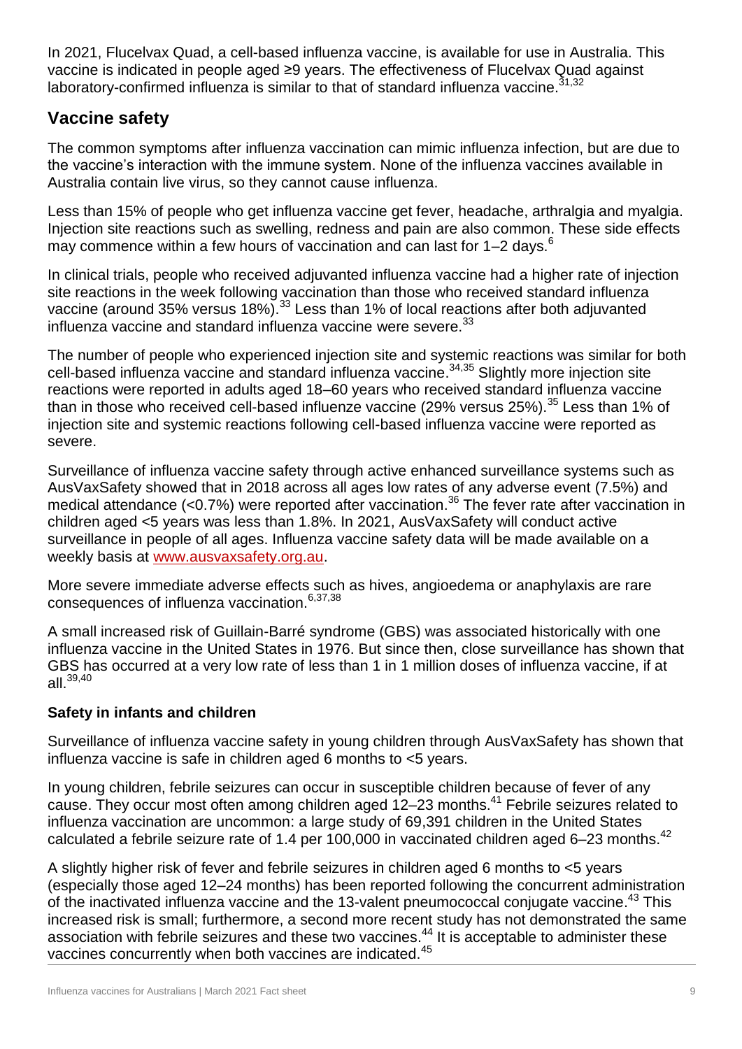In 2021, Flucelvax Quad, a cell-based influenza vaccine, is available for use in Australia. This vaccine is indicated in people aged ≥9 years. The effectiveness of Flucelvax Quad against laboratory-confirmed influenza is similar to that of standard influenza vaccine.[31,32]

## Vaccine safety

The common symptoms after influenza vaccination can mimic influenza infection, but are due to the vaccine's interaction with the immune system. None of the influenza vaccines available in Australia contain live virus, so they cannot cause influenza.

Less than 15% of people who get influenza vaccine get fever, headache, arthralgia and myalgia. Injection site reactions such as swelling, redness and pain are also common. These side effects may commence within a few hours of vaccination and can last for 1–2 days.[6]

In clinical trials, people who received adjuvanted influenza vaccine had a higher rate of injection site reactions in the week following vaccination than those who received standard influenza vaccine (around 35% versus 18%).[33] Less than 1% of local reactions after both adjuvanted influenza vaccine and standard influenza vaccine were severe.[33]

The number of people who experienced injection site and systemic reactions was similar for both cell-based influenza vaccine and standard influenza vaccine.[34,35] Slightly more injection site reactions were reported in adults aged 18–60 years who received standard influenza vaccine than in those who received cell-based influenze vaccine (29% versus 25%).[35] Less than 1% of injection site and systemic reactions following cell-based influenza vaccine were reported as severe.

Surveillance of influenza vaccine safety through active enhanced surveillance systems such as AusVaxSafety showed that in 2018 across all ages low rates of any adverse event (7.5%) and medical attendance (<0.7%) were reported after vaccination.[36] The fever rate after vaccination in children aged <5 years was less than 1.8%. In 2021, AusVaxSafety will conduct active surveillance in people of all ages. Influenza vaccine safety data will be made available on a weekly basis at www.ausvaxsafety.org.au.

More severe immediate adverse effects such as hives, angioedema or anaphylaxis are rare consequences of influenza vaccination.[6,37,38]

A small increased risk of Guillain-Barré syndrome (GBS) was associated historically with one influenza vaccine in the United States in 1976. But since then, close surveillance has shown that GBS has occurred at a very low rate of less than 1 in 1 million doses of influenza vaccine, if at all.[39,40]

### Safety in infants and children

Surveillance of influenza vaccine safety in young children through AusVaxSafety has shown that influenza vaccine is safe in children aged 6 months to <5 years.

In young children, febrile seizures can occur in susceptible children because of fever of any cause. They occur most often among children aged 12–23 months.[41] Febrile seizures related to influenza vaccination are uncommon: a large study of 69,391 children in the United States calculated a febrile seizure rate of 1.4 per 100,000 in vaccinated children aged 6–23 months.[42]

A slightly higher risk of fever and febrile seizures in children aged 6 months to <5 years (especially those aged 12–24 months) has been reported following the concurrent administration of the inactivated influenza vaccine and the 13-valent pneumococcal conjugate vaccine.[43] This increased risk is small; furthermore, a second more recent study has not demonstrated the same association with febrile seizures and these two vaccines.[44] It is acceptable to administer these vaccines concurrently when both vaccines are indicated.[45]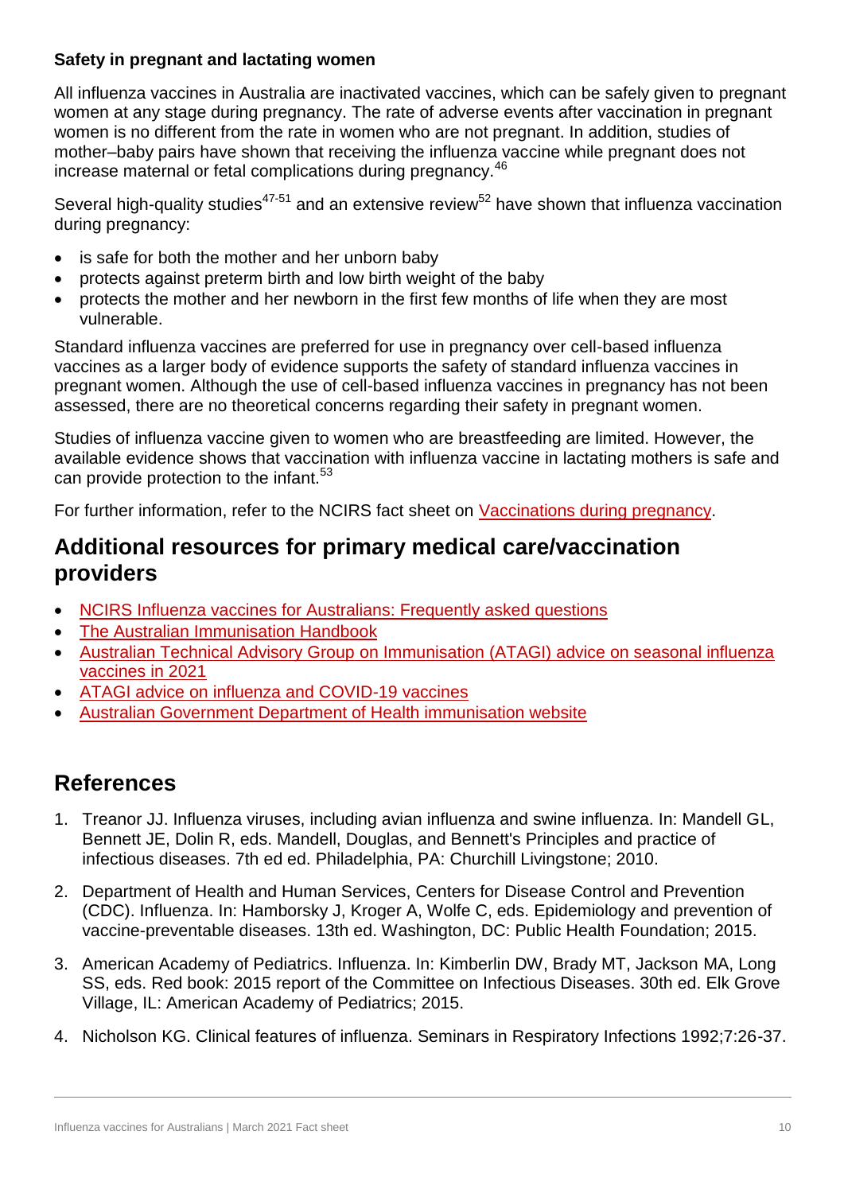**Safety in pregnant and lactating women**

All influenza vaccines in Australia are inactivated vaccines, which can be safely given to pregnant women at any stage during pregnancy. The rate of adverse events after vaccination in pregnant women is no different from the rate in women who are not pregnant. In addition, studies of mother–baby pairs have shown that receiving the influenza vaccine while pregnant does not increase maternal or fetal complications during pregnancy.[46]

Several high-quality studies[47-51] and an extensive review[52] have shown that influenza vaccination during pregnancy:

- is safe for both the mother and her unborn baby
- protects against preterm birth and low birth weight of the baby
- protects the mother and her newborn in the first few months of life when they are most vulnerable.

Standard influenza vaccines are preferred for use in pregnancy over cell-based influenza vaccines as a larger body of evidence supports the safety of standard influenza vaccines in pregnant women. Although the use of cell-based influenza vaccines in pregnancy has not been assessed, there are no theoretical concerns regarding their safety in pregnant women.

Studies of influenza vaccine given to women who are breastfeeding are limited. However, the available evidence shows that vaccination with influenza vaccine in lactating mothers is safe and can provide protection to the infant.[53]

For further information, refer to the NCIRS fact sheet on Vaccinations during pregnancy.

## Additional resources for primary medical care/vaccination providers

- NCIRS Influenza vaccines for Australians: Frequently asked questions
- The Australian Immunisation Handbook
- Australian Technical Advisory Group on Immunisation (ATAGI) advice on seasonal influenza vaccines in 2021
- ATAGI advice on influenza and COVID-19 vaccines
- Australian Government Department of Health immunisation website

## References

1. Treanor JJ. Influenza viruses, including avian influenza and swine influenza. In: Mandell GL, Bennett JE, Dolin R, eds. Mandell, Douglas, and Bennett's Principles and practice of infectious diseases. 7th ed ed. Philadelphia, PA: Churchill Livingstone; 2010.
2. Department of Health and Human Services, Centers for Disease Control and Prevention (CDC). Influenza. In: Hamborsky J, Kroger A, Wolfe C, eds. Epidemiology and prevention of vaccine-preventable diseases. 13th ed. Washington, DC: Public Health Foundation; 2015.
3. American Academy of Pediatrics. Influenza. In: Kimberlin DW, Brady MT, Jackson MA, Long SS, eds. Red book: 2015 report of the Committee on Infectious Diseases. 30th ed. Elk Grove Village, IL: American Academy of Pediatrics; 2015.
4. Nicholson KG. Clinical features of influenza. Seminars in Respiratory Infections 1992;7:26-37.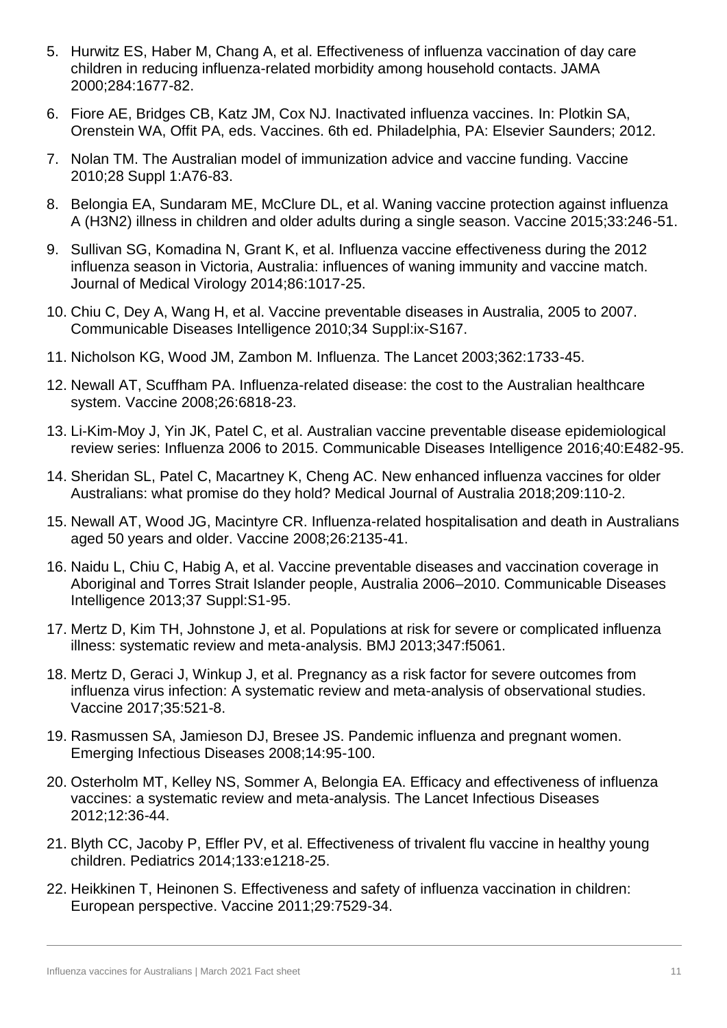5. Hurwitz ES, Haber M, Chang A, et al. Effectiveness of influenza vaccination of day care children in reducing influenza-related morbidity among household contacts. JAMA 2000;284:1677-82.

6. Fiore AE, Bridges CB, Katz JM, Cox NJ. Inactivated influenza vaccines. In: Plotkin SA, Orenstein WA, Offit PA, eds. Vaccines. 6th ed. Philadelphia, PA: Elsevier Saunders; 2012.

7. Nolan TM. The Australian model of immunization advice and vaccine funding. Vaccine 2010;28 Suppl 1:A76-83.

8. Belongia EA, Sundaram ME, McClure DL, et al. Waning vaccine protection against influenza A (H3N2) illness in children and older adults during a single season. Vaccine 2015;33:246-51.

9. Sullivan SG, Komadina N, Grant K, et al. Influenza vaccine effectiveness during the 2012 influenza season in Victoria, Australia: influences of waning immunity and vaccine match. Journal of Medical Virology 2014;86:1017-25.

10. Chiu C, Dey A, Wang H, et al. Vaccine preventable diseases in Australia, 2005 to 2007. Communicable Diseases Intelligence 2010;34 Suppl:ix-S167.

11. Nicholson KG, Wood JM, Zambon M. Influenza. The Lancet 2003;362:1733-45.

12. Newall AT, Scuffham PA. Influenza-related disease: the cost to the Australian healthcare system. Vaccine 2008;26:6818-23.

13. Li-Kim-Moy J, Yin JK, Patel C, et al. Australian vaccine preventable disease epidemiological review series: Influenza 2006 to 2015. Communicable Diseases Intelligence 2016;40:E482-95.

14. Sheridan SL, Patel C, Macartney K, Cheng AC. New enhanced influenza vaccines for older Australians: what promise do they hold? Medical Journal of Australia 2018;209:110-2.

15. Newall AT, Wood JG, Macintyre CR. Influenza-related hospitalisation and death in Australians aged 50 years and older. Vaccine 2008;26:2135-41.

16. Naidu L, Chiu C, Habig A, et al. Vaccine preventable diseases and vaccination coverage in Aboriginal and Torres Strait Islander people, Australia 2006–2010. Communicable Diseases Intelligence 2013;37 Suppl:S1-95.

17. Mertz D, Kim TH, Johnstone J, et al. Populations at risk for severe or complicated influenza illness: systematic review and meta-analysis. BMJ 2013;347:f5061.

18. Mertz D, Geraci J, Winkup J, et al. Pregnancy as a risk factor for severe outcomes from influenza virus infection: A systematic review and meta-analysis of observational studies. Vaccine 2017;35:521-8.

19. Rasmussen SA, Jamieson DJ, Bresee JS. Pandemic influenza and pregnant women. Emerging Infectious Diseases 2008;14:95-100.

20. Osterholm MT, Kelley NS, Sommer A, Belongia EA. Efficacy and effectiveness of influenza vaccines: a systematic review and meta-analysis. The Lancet Infectious Diseases 2012;12:36-44.

21. Blyth CC, Jacoby P, Effler PV, et al. Effectiveness of trivalent flu vaccine in healthy young children. Pediatrics 2014;133:e1218-25.

22. Heikkinen T, Heinonen S. Effectiveness and safety of influenza vaccination in children: European perspective. Vaccine 2011;29:7529-34.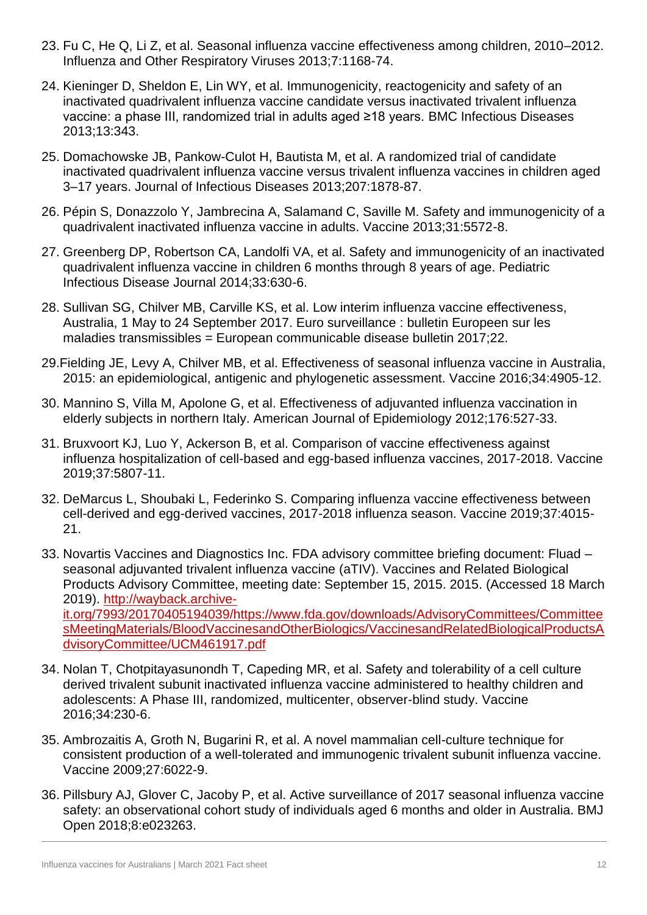23. Fu C, He Q, Li Z, et al. Seasonal influenza vaccine effectiveness among children, 2010–2012. Influenza and Other Respiratory Viruses 2013;7:1168-74.
24. Kieninger D, Sheldon E, Lin WY, et al. Immunogenicity, reactogenicity and safety of an inactivated quadrivalent influenza vaccine candidate versus inactivated trivalent influenza vaccine: a phase III, randomized trial in adults aged ≥18 years. BMC Infectious Diseases 2013;13:343.
25. Domachowske JB, Pankow-Culot H, Bautista M, et al. A randomized trial of candidate inactivated quadrivalent influenza vaccine versus trivalent influenza vaccines in children aged 3–17 years. Journal of Infectious Diseases 2013;207:1878-87.
26. Pépin S, Donazzolo Y, Jambrecina A, Salamand C, Saville M. Safety and immunogenicity of a quadrivalent inactivated influenza vaccine in adults. Vaccine 2013;31:5572-8.
27. Greenberg DP, Robertson CA, Landolfi VA, et al. Safety and immunogenicity of an inactivated quadrivalent influenza vaccine in children 6 months through 8 years of age. Pediatric Infectious Disease Journal 2014;33:630-6.
28. Sullivan SG, Chilver MB, Carville KS, et al. Low interim influenza vaccine effectiveness, Australia, 1 May to 24 September 2017. Euro surveillance : bulletin Europeen sur les maladies transmissibles = European communicable disease bulletin 2017;22.
29. Fielding JE, Levy A, Chilver MB, et al. Effectiveness of seasonal influenza vaccine in Australia, 2015: an epidemiological, antigenic and phylogenetic assessment. Vaccine 2016;34:4905-12.
30. Mannino S, Villa M, Apolone G, et al. Effectiveness of adjuvanted influenza vaccination in elderly subjects in northern Italy. American Journal of Epidemiology 2012;176:527-33.
31. Bruxvoort KJ, Luo Y, Ackerson B, et al. Comparison of vaccine effectiveness against influenza hospitalization of cell-based and egg-based influenza vaccines, 2017-2018. Vaccine 2019;37:5807-11.
32. DeMarcus L, Shoubaki L, Federinko S. Comparing influenza vaccine effectiveness between cell-derived and egg-derived vaccines, 2017-2018 influenza season. Vaccine 2019;37:4015-21.
33. Novartis Vaccines and Diagnostics Inc. FDA advisory committee briefing document: Fluad – seasonal adjuvanted trivalent influenza vaccine (aTIV). Vaccines and Related Biological Products Advisory Committee, meeting date: September 15, 2015. 2015. (Accessed 18 March 2019). [http://wayback.archive-it.org/7993/20170405194039/https://www.fda.gov/downloads/AdvisoryCommittees/CommitteesMeetingMaterials/BloodVaccinesandOtherBiologics/VaccinesandRelatedBiologicalProductsAdvisoryCommittee/UCM461917.pdf](http://wayback.archive-it.org/7993/20170405194039/https://www.fda.gov/downloads/AdvisoryCommittees/CommitteesMeetingMaterials/BloodVaccinesandOtherBiologics/VaccinesandRelatedBiologicalProductsAdvisoryCommittee/UCM461917.pdf)
34. Nolan T, Chotpitayasunondh T, Capeding MR, et al. Safety and tolerability of a cell culture derived trivalent subunit inactivated influenza vaccine administered to healthy children and adolescents: A Phase III, randomized, multicenter, observer-blind study. Vaccine 2016;34:230-6.
35. Ambrozaitis A, Groth N, Bugarini R, et al. A novel mammalian cell-culture technique for consistent production of a well-tolerated and immunogenic trivalent subunit influenza vaccine. Vaccine 2009;27:6022-9.
36. Pillsbury AJ, Glover C, Jacoby P, et al. Active surveillance of 2017 seasonal influenza vaccine safety: an observational cohort study of individuals aged 6 months and older in Australia. BMJ Open 2018;8:e023263.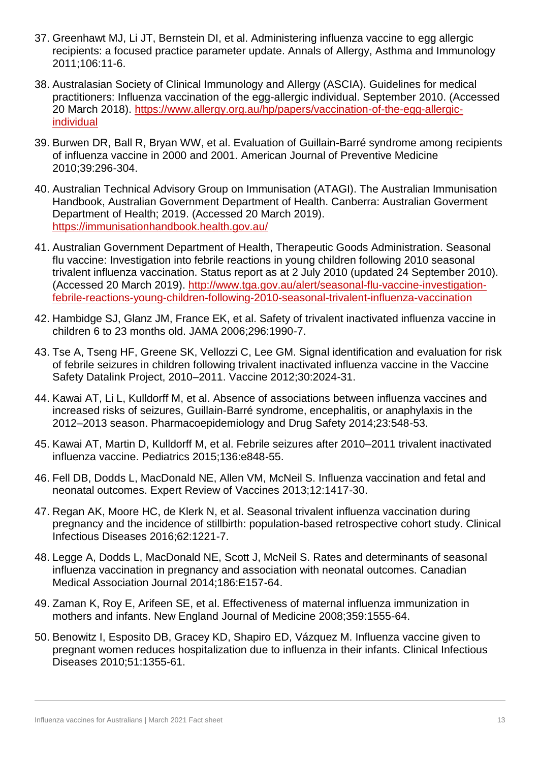37. Greenhawt MJ, Li JT, Bernstein DI, et al. Administering influenza vaccine to egg allergic recipients: a focused practice parameter update. Annals of Allergy, Asthma and Immunology 2011;106:11-6.

38. Australasian Society of Clinical Immunology and Allergy (ASCIA). Guidelines for medical practitioners: Influenza vaccination of the egg-allergic individual. September 2010. (Accessed 20 March 2018). https://www.allergy.org.au/hp/papers/vaccination-of-the-egg-allergic-individual

39. Burwen DR, Ball R, Bryan WW, et al. Evaluation of Guillain-Barré syndrome among recipients of influenza vaccine in 2000 and 2001. American Journal of Preventive Medicine 2010;39:296-304.

40. Australian Technical Advisory Group on Immunisation (ATAGI). The Australian Immunisation Handbook, Australian Government Department of Health. Canberra: Australian Goverment Department of Health; 2019. (Accessed 20 March 2019). https://immunisationhandbook.health.gov.au/

41. Australian Government Department of Health, Therapeutic Goods Administration. Seasonal flu vaccine: Investigation into febrile reactions in young children following 2010 seasonal trivalent influenza vaccination. Status report as at 2 July 2010 (updated 24 September 2010). (Accessed 20 March 2019). http://www.tga.gov.au/alert/seasonal-flu-vaccine-investigation-febrile-reactions-young-children-following-2010-seasonal-trivalent-influenza-vaccination

42. Hambidge SJ, Glanz JM, France EK, et al. Safety of trivalent inactivated influenza vaccine in children 6 to 23 months old. JAMA 2006;296:1990-7.

43. Tse A, Tseng HF, Greene SK, Vellozzi C, Lee GM. Signal identification and evaluation for risk of febrile seizures in children following trivalent inactivated influenza vaccine in the Vaccine Safety Datalink Project, 2010–2011. Vaccine 2012;30:2024-31.

44. Kawai AT, Li L, Kulldorff M, et al. Absence of associations between influenza vaccines and increased risks of seizures, Guillain-Barré syndrome, encephalitis, or anaphylaxis in the 2012–2013 season. Pharmacoepidemiology and Drug Safety 2014;23:548-53.

45. Kawai AT, Martin D, Kulldorff M, et al. Febrile seizures after 2010–2011 trivalent inactivated influenza vaccine. Pediatrics 2015;136:e848-55.

46. Fell DB, Dodds L, MacDonald NE, Allen VM, McNeil S. Influenza vaccination and fetal and neonatal outcomes. Expert Review of Vaccines 2013;12:1417-30.

47. Regan AK, Moore HC, de Klerk N, et al. Seasonal trivalent influenza vaccination during pregnancy and the incidence of stillbirth: population-based retrospective cohort study. Clinical Infectious Diseases 2016;62:1221-7.

48. Legge A, Dodds L, MacDonald NE, Scott J, McNeil S. Rates and determinants of seasonal influenza vaccination in pregnancy and association with neonatal outcomes. Canadian Medical Association Journal 2014;186:E157-64.

49. Zaman K, Roy E, Arifeen SE, et al. Effectiveness of maternal influenza immunization in mothers and infants. New England Journal of Medicine 2008;359:1555-64.

50. Benowitz I, Esposito DB, Gracey KD, Shapiro ED, Vázquez M. Influenza vaccine given to pregnant women reduces hospitalization due to influenza in their infants. Clinical Infectious Diseases 2010;51:1355-61.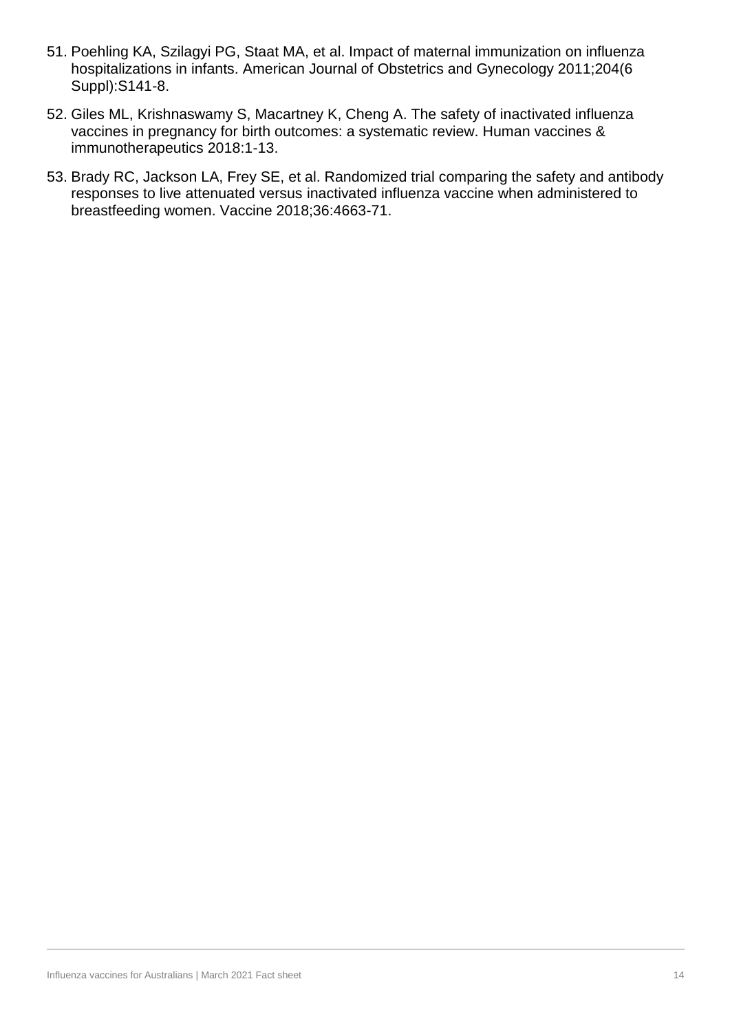51. Poehling KA, Szilagyi PG, Staat MA, et al. Impact of maternal immunization on influenza hospitalizations in infants. American Journal of Obstetrics and Gynecology 2011;204(6 Suppl):S141-8.
52. Giles ML, Krishnaswamy S, Macartney K, Cheng A. The safety of inactivated influenza vaccines in pregnancy for birth outcomes: a systematic review. Human vaccines & immunotherapeutics 2018:1-13.
53. Brady RC, Jackson LA, Frey SE, et al. Randomized trial comparing the safety and antibody responses to live attenuated versus inactivated influenza vaccine when administered to breastfeeding women. Vaccine 2018;36:4663-71.